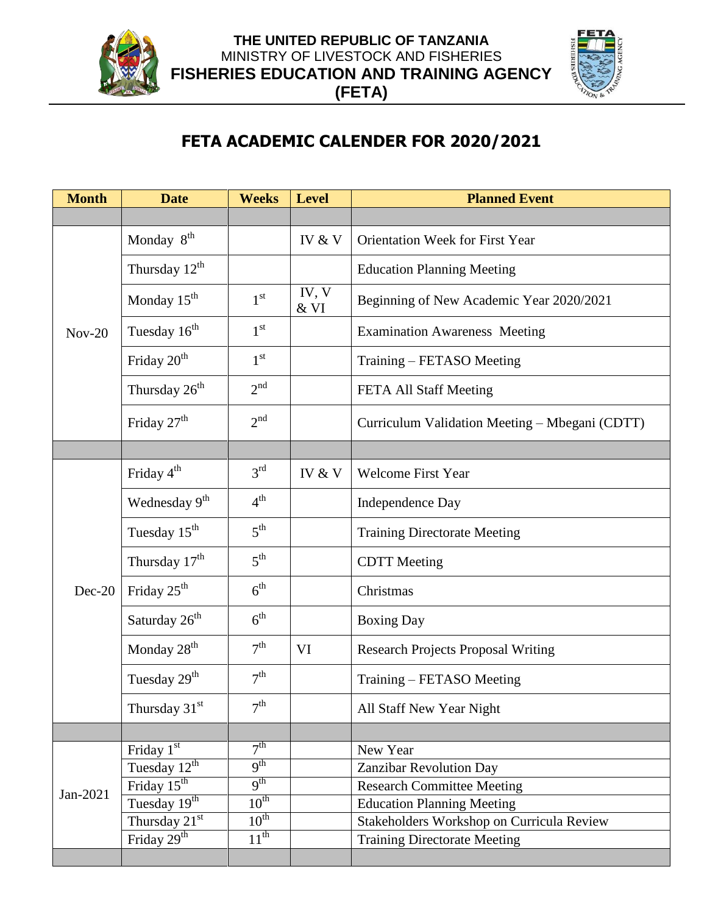**THE UNITED REPUBLIC OF TANZANIA**
MINISTRY OF LIVESTOCK AND FISHERIES
**FISHERIES EDUCATION AND TRAINING AGENCY (FETA)**

# FETA ACADEMIC CALENDER FOR 2020/2021

| Month | Date | Weeks | Level | Planned Event |
|---|---|---|---|---|
| | | | | |
| Nov-20 | Monday 8th | | IV & V | Orientation Week for First Year |
| | Thursday 12th | | | Education Planning Meeting |
| | Monday 15th | 1st | IV, V & VI | Beginning of New Academic Year 2020/2021 |
| | Tuesday 16th | 1st | | Examination Awareness Meeting |
| | Friday 20th | 1st | | Training – FETASO Meeting |
| | Thursday 26th | 2nd | | FETA All Staff Meeting |
| | Friday 27th | 2nd | | Curriculum Validation Meeting – Mbegani (CDTT) |
| | | | | |
| Dec-20 | Friday 4th | 3rd | IV & V | Welcome First Year |
| | Wednesday 9th | 4th | | Independence Day |
| | Tuesday 15th | 5th | | Training Directorate Meeting |
| | Thursday 17th | 5th | | CDTT Meeting |
| | Friday 25th | 6th | | Christmas |
| | Saturday 26th | 6th | | Boxing Day |
| | Monday 28th | 7th | VI | Research Projects Proposal Writing |
| | Tuesday 29th | 7th | | Training – FETASO Meeting |
| | Thursday 31st | 7th | | All Staff New Year Night |
| | | | | |
| Jan-2021 | Friday 1st | 7th | | New Year |
| | Tuesday 12th | 9th | | Zanzibar Revolution Day |
| | Friday 15th | 9th | | Research Committee Meeting |
| | Tuesday 19th | 10th | | Education Planning Meeting |
| | Thursday 21st | 10th | | Stakeholders Workshop on Curricula Review |
| | Friday 29th | 11th | | Training Directorate Meeting |
| | | | | |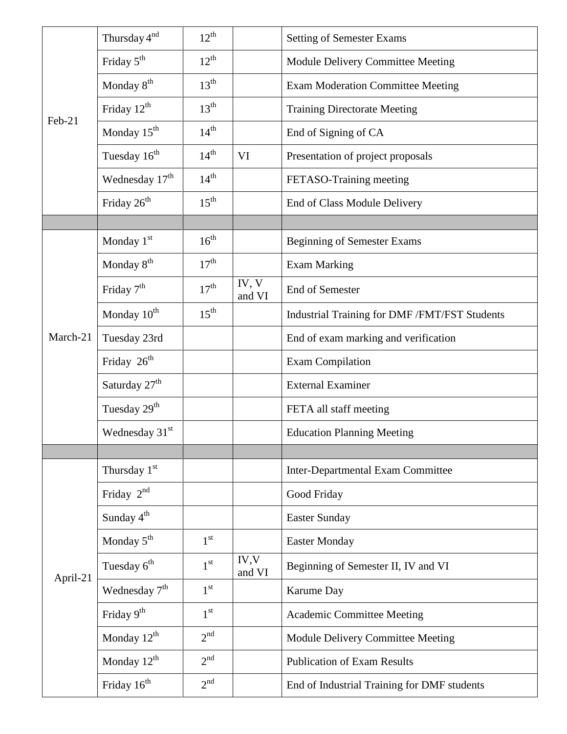| | | | | |
|---|---|---|---|---|
| Feb-21 | Thursday 4th | 12th | | Setting of Semester Exams |
| | Friday 5th | 12th | | Module Delivery Committee Meeting |
| | Monday 8th | 13th | | Exam Moderation Committee Meeting |
| | Friday 12th | 13th | | Training Directorate Meeting |
| | Monday 15th | 14th | | End of Signing of CA |
| | Tuesday 16th | 14th | VI | Presentation of project proposals |
| | Wednesday 17th | 14th | | FETASO-Training meeting |
| | Friday 26th | 15th | | End of Class Module Delivery |
| | | | | |
| March-21 | Monday 1st | 16th | | Beginning of Semester Exams |
| | Monday 8th | 17th | | Exam Marking |
| | Friday 7th | 17th | IV, V and VI | End of Semester |
| | Monday 10th | 15th | | Industrial Training for DMF /FMT/FST Students |
| | Tuesday 23rd | | | End of exam marking and verification |
| | Friday 26th | | | Exam Compilation |
| | Saturday 27th | | | External Examiner |
| | Tuesday 29th | | | FETA all staff meeting |
| | Wednesday 31st | | | Education Planning Meeting |
| | | | | |
| April-21 | Thursday 1st | | | Inter-Departmental Exam Committee |
| | Friday 2nd | | | Good Friday |
| | Sunday 4th | | | Easter Sunday |
| | Monday 5th | 1st | | Easter Monday |
| | Tuesday 6th | 1st | IV,V and VI | Beginning of Semester II, IV and VI |
| | Wednesday 7th | 1st | | Karume Day |
| | Friday 9th | 1st | | Academic Committee Meeting |
| | Monday 12th | 2nd | | Module Delivery Committee Meeting |
| | Monday 12th | 2nd | | Publication of Exam Results |
| | Friday 16th | 2nd | | End of Industrial Training for DMF students |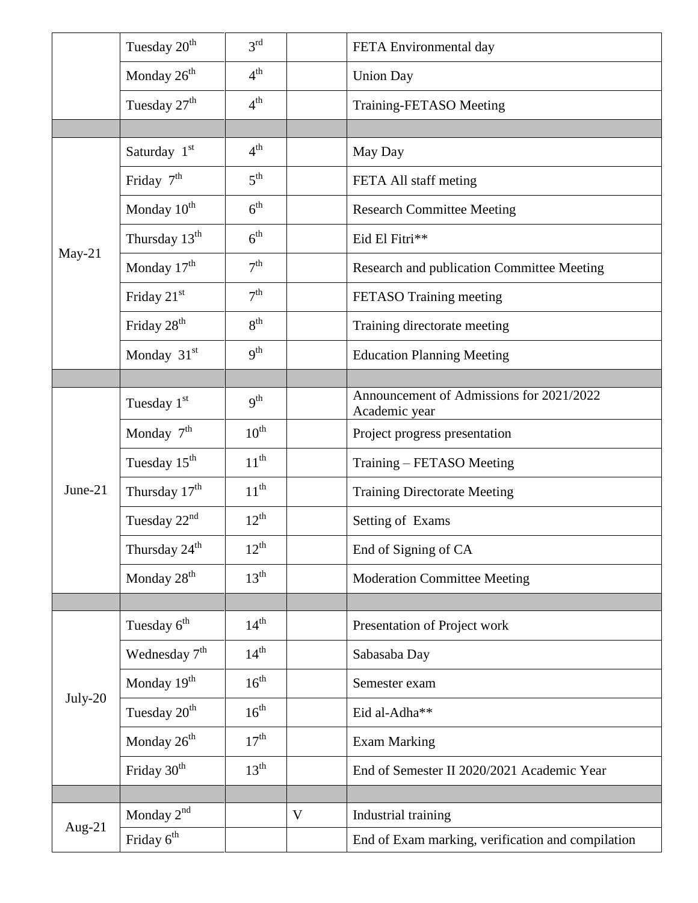| | | | | |
|---|---|---|---|---|
| | Tuesday 20th | 3rd | | FETA Environmental day |
| | Monday 26th | 4th | | Union Day |
| | Tuesday 27th | 4th | | Training-FETASO Meeting |
| | | | | |
| May-21 | Saturday 1st | 4th | | May Day |
| | Friday 7th | 5th | | FETA All staff meting |
| | Monday 10th | 6th | | Research Committee Meeting |
| | Thursday 13th | 6th | | Eid El Fitri** |
| | Monday 17th | 7th | | Research and publication Committee Meeting |
| | Friday 21st | 7th | | FETASO Training meeting |
| | Friday 28th | 8th | | Training directorate meeting |
| | Monday 31st | 9th | | Education Planning Meeting |
| | | | | |
| June-21 | Tuesday 1st | 9th | | Announcement of Admissions for 2021/2022 Academic year |
| | Monday 7th | 10th | | Project progress presentation |
| | Tuesday 15th | 11th | | Training – FETASO Meeting |
| | Thursday 17th | 11th | | Training Directorate Meeting |
| | Tuesday 22nd | 12th | | Setting of Exams |
| | Thursday 24th | 12th | | End of Signing of CA |
| | Monday 28th | 13th | | Moderation Committee Meeting |
| | | | | |
| July-20 | Tuesday 6th | 14th | | Presentation of Project work |
| | Wednesday 7th | 14th | | Sabasaba Day |
| | Monday 19th | 16th | | Semester exam |
| | Tuesday 20th | 16th | | Eid al-Adha** |
| | Monday 26th | 17th | | Exam Marking |
| | Friday 30th | 13th | | End of Semester II 2020/2021 Academic Year |
| | | | | |
| Aug-21 | Monday 2nd | | V | Industrial training |
| | Friday 6th | | | End of Exam marking, verification and compilation |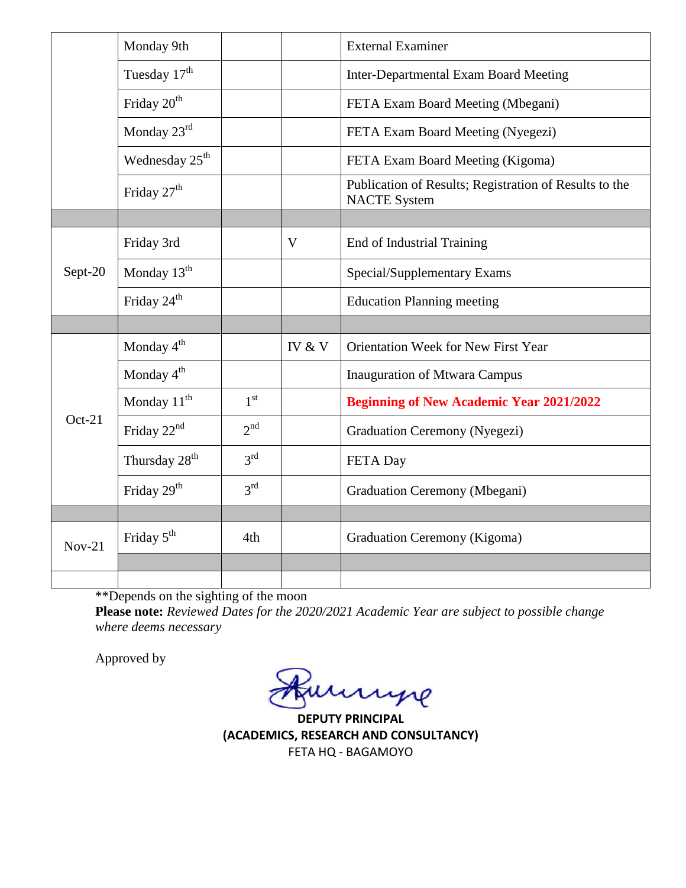| | | | | |
|---|---|---|---|---|
| | Monday 9th | | | External Examiner |
| | Tuesday 17th | | | Inter-Departmental Exam Board Meeting |
| | Friday 20th | | | FETA Exam Board Meeting (Mbegani) |
| | Monday 23rd | | | FETA Exam Board Meeting (Nyegezi) |
| | Wednesday 25th | | | FETA Exam Board Meeting (Kigoma) |
| | Friday 27th | | | Publication of Results; Registration of Results to the NACTE System |
| | | | | |
| Sept-20 | Friday 3rd | | V | End of Industrial Training |
| | Monday 13th | | | Special/Supplementary Exams |
| | Friday 24th | | | Education Planning meeting |
| | | | | |
| Oct-21 | Monday 4th | | IV & V | Orientation Week for New First Year |
| | Monday 4th | | | Inauguration of Mtwara Campus |
| | Monday 11th | 1st | | **Beginning of New Academic Year 2021/2022** |
| | Friday 22nd | 2nd | | Graduation Ceremony (Nyegezi) |
| | Thursday 28th | 3rd | | FETA Day |
| | Friday 29th | 3rd | | Graduation Ceremony (Mbegani) |
| | | | | |
| Nov-21 | Friday 5th | 4th | | Graduation Ceremony (Kigoma) |
| | | | | |
| | | | | |

**Depends on the sighting of the moon

**Please note:** *Reviewed Dates for the 2020/2021 Academic Year are subject to possible change where deems necessary*

Approved by

**DEPUTY PRINCIPAL**
**(ACADEMICS, RESEARCH AND CONSULTANCY)**
FETA HQ - BAGAMOYO